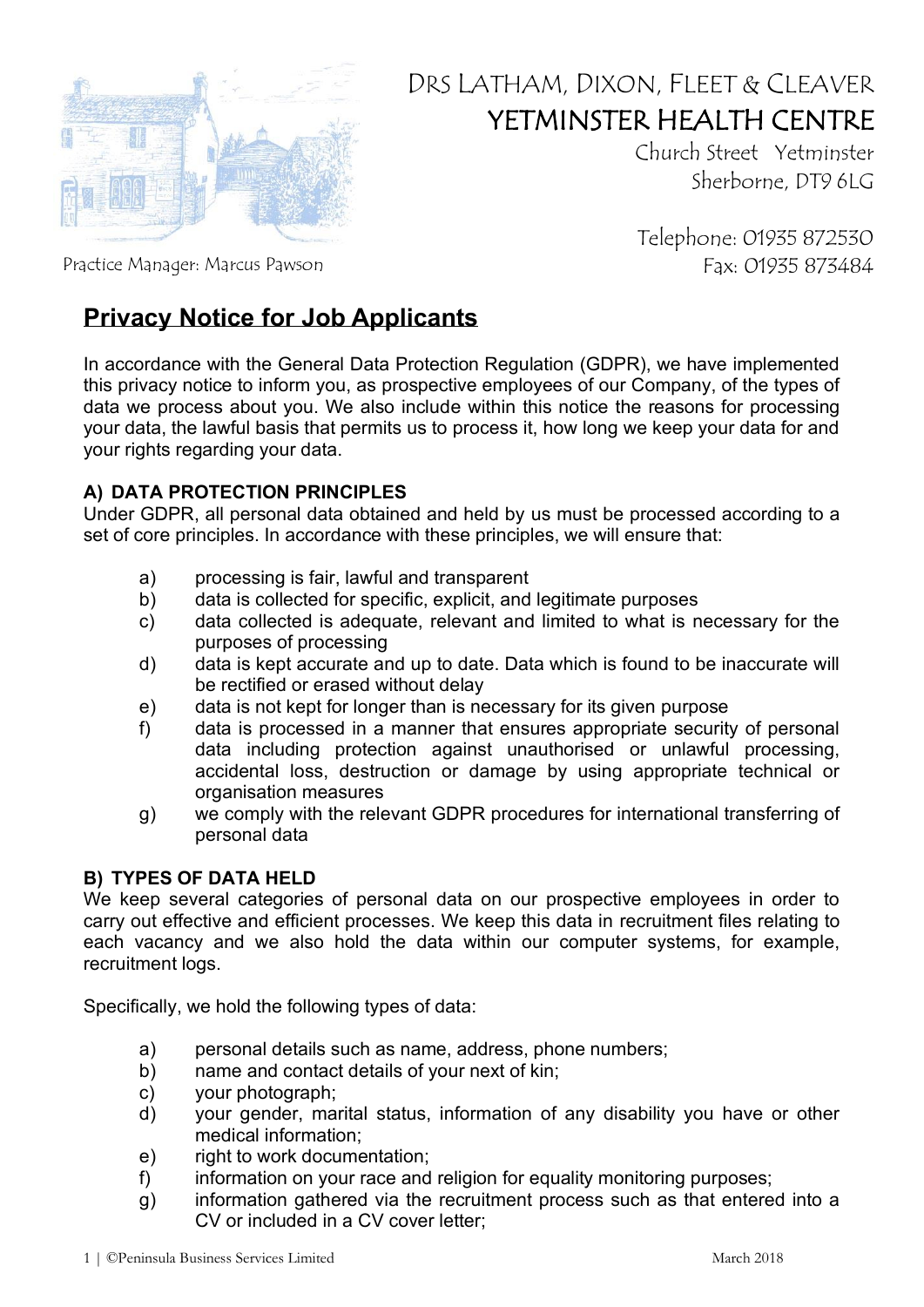DRS LATHAM, DIXON, FLEET & CLEAVER

YETMINSTER HEALTH CENTRE

Church Street Yetminster
Sherborne, DT9 6LG

Telephone: 01935 872530
Fax: 01935 873484

Practice Manager: Marcus Pawson

# Privacy Notice for Job Applicants

In accordance with the General Data Protection Regulation (GDPR), we have implemented this privacy notice to inform you, as prospective employees of our Company, of the types of data we process about you. We also include within this notice the reasons for processing your data, the lawful basis that permits us to process it, how long we keep your data for and your rights regarding your data.

## A) DATA PROTECTION PRINCIPLES

Under GDPR, all personal data obtained and held by us must be processed according to a set of core principles. In accordance with these principles, we will ensure that:

a) processing is fair, lawful and transparent
b) data is collected for specific, explicit, and legitimate purposes
c) data collected is adequate, relevant and limited to what is necessary for the purposes of processing
d) data is kept accurate and up to date. Data which is found to be inaccurate will be rectified or erased without delay
e) data is not kept for longer than is necessary for its given purpose
f) data is processed in a manner that ensures appropriate security of personal data including protection against unauthorised or unlawful processing, accidental loss, destruction or damage by using appropriate technical or organisation measures
g) we comply with the relevant GDPR procedures for international transferring of personal data

## B) TYPES OF DATA HELD

We keep several categories of personal data on our prospective employees in order to carry out effective and efficient processes. We keep this data in recruitment files relating to each vacancy and we also hold the data within our computer systems, for example, recruitment logs.

Specifically, we hold the following types of data:

a) personal details such as name, address, phone numbers;
b) name and contact details of your next of kin;
c) your photograph;
d) your gender, marital status, information of any disability you have or other medical information;
e) right to work documentation;
f) information on your race and religion for equality monitoring purposes;
g) information gathered via the recruitment process such as that entered into a CV or included in a CV cover letter;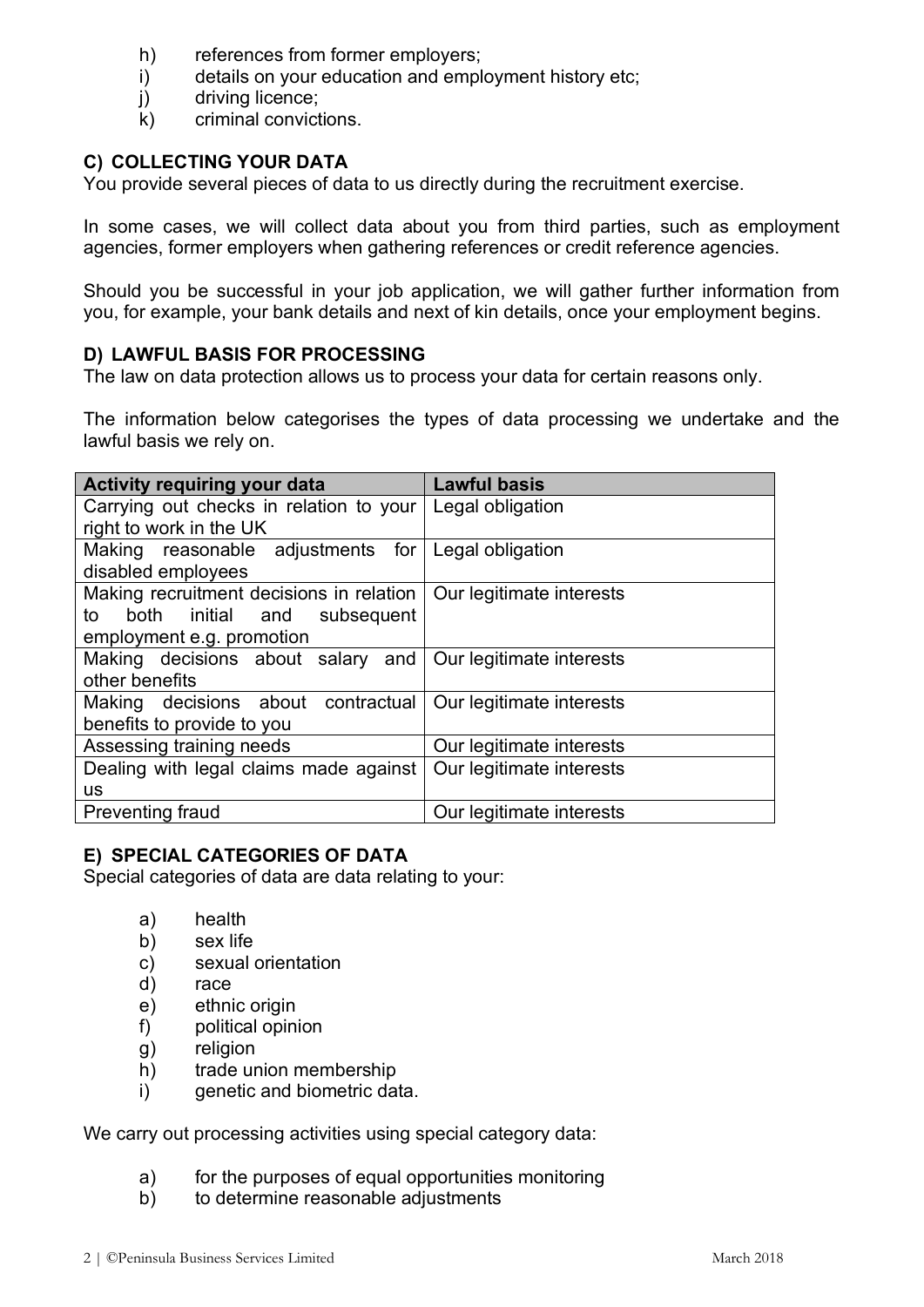h) references from former employers;
i) details on your education and employment history etc;
j) driving licence;
k) criminal convictions.

## C) COLLECTING YOUR DATA

You provide several pieces of data to us directly during the recruitment exercise.

In some cases, we will collect data about you from third parties, such as employment agencies, former employers when gathering references or credit reference agencies.

Should you be successful in your job application, we will gather further information from you, for example, your bank details and next of kin details, once your employment begins.

## D) LAWFUL BASIS FOR PROCESSING

The law on data protection allows us to process your data for certain reasons only.

The information below categorises the types of data processing we undertake and the lawful basis we rely on.

| Activity requiring your data | Lawful basis |
| --- | --- |
| Carrying out checks in relation to your right to work in the UK | Legal obligation |
| Making reasonable adjustments for disabled employees | Legal obligation |
| Making recruitment decisions in relation to both initial and subsequent employment e.g. promotion | Our legitimate interests |
| Making decisions about salary and other benefits | Our legitimate interests |
| Making decisions about contractual benefits to provide to you | Our legitimate interests |
| Assessing training needs | Our legitimate interests |
| Dealing with legal claims made against us | Our legitimate interests |
| Preventing fraud | Our legitimate interests |

## E) SPECIAL CATEGORIES OF DATA

Special categories of data are data relating to your:

a) health
b) sex life
c) sexual orientation
d) race
e) ethnic origin
f) political opinion
g) religion
h) trade union membership
i) genetic and biometric data.

We carry out processing activities using special category data:

a) for the purposes of equal opportunities monitoring
b) to determine reasonable adjustments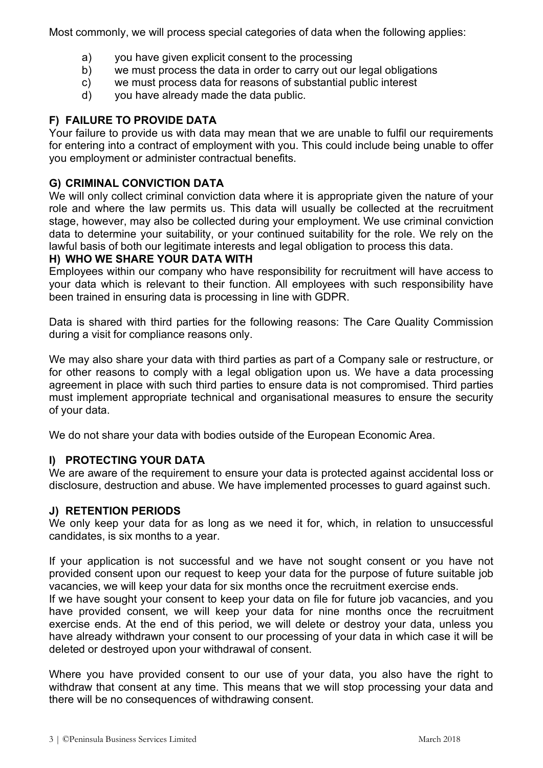Most commonly, we will process special categories of data when the following applies:

a) you have given explicit consent to the processing
b) we must process the data in order to carry out our legal obligations
c) we must process data for reasons of substantial public interest
d) you have already made the data public.

## F) FAILURE TO PROVIDE DATA

Your failure to provide us with data may mean that we are unable to fulfil our requirements for entering into a contract of employment with you. This could include being unable to offer you employment or administer contractual benefits.

## G) CRIMINAL CONVICTION DATA

We will only collect criminal conviction data where it is appropriate given the nature of your role and where the law permits us. This data will usually be collected at the recruitment stage, however, may also be collected during your employment. We use criminal conviction data to determine your suitability, or your continued suitability for the role. We rely on the lawful basis of both our legitimate interests and legal obligation to process this data.

## H) WHO WE SHARE YOUR DATA WITH

Employees within our company who have responsibility for recruitment will have access to your data which is relevant to their function. All employees with such responsibility have been trained in ensuring data is processing in line with GDPR.

Data is shared with third parties for the following reasons: The Care Quality Commission during a visit for compliance reasons only.

We may also share your data with third parties as part of a Company sale or restructure, or for other reasons to comply with a legal obligation upon us. We have a data processing agreement in place with such third parties to ensure data is not compromised. Third parties must implement appropriate technical and organisational measures to ensure the security of your data.

We do not share your data with bodies outside of the European Economic Area.

## I) PROTECTING YOUR DATA

We are aware of the requirement to ensure your data is protected against accidental loss or disclosure, destruction and abuse. We have implemented processes to guard against such.

## J) RETENTION PERIODS

We only keep your data for as long as we need it for, which, in relation to unsuccessful candidates, is six months to a year.

If your application is not successful and we have not sought consent or you have not provided consent upon our request to keep your data for the purpose of future suitable job vacancies, we will keep your data for six months once the recruitment exercise ends.
If we have sought your consent to keep your data on file for future job vacancies, and you have provided consent, we will keep your data for nine months once the recruitment exercise ends. At the end of this period, we will delete or destroy your data, unless you have already withdrawn your consent to our processing of your data in which case it will be deleted or destroyed upon your withdrawal of consent.

Where you have provided consent to our use of your data, you also have the right to withdraw that consent at any time. This means that we will stop processing your data and there will be no consequences of withdrawing consent.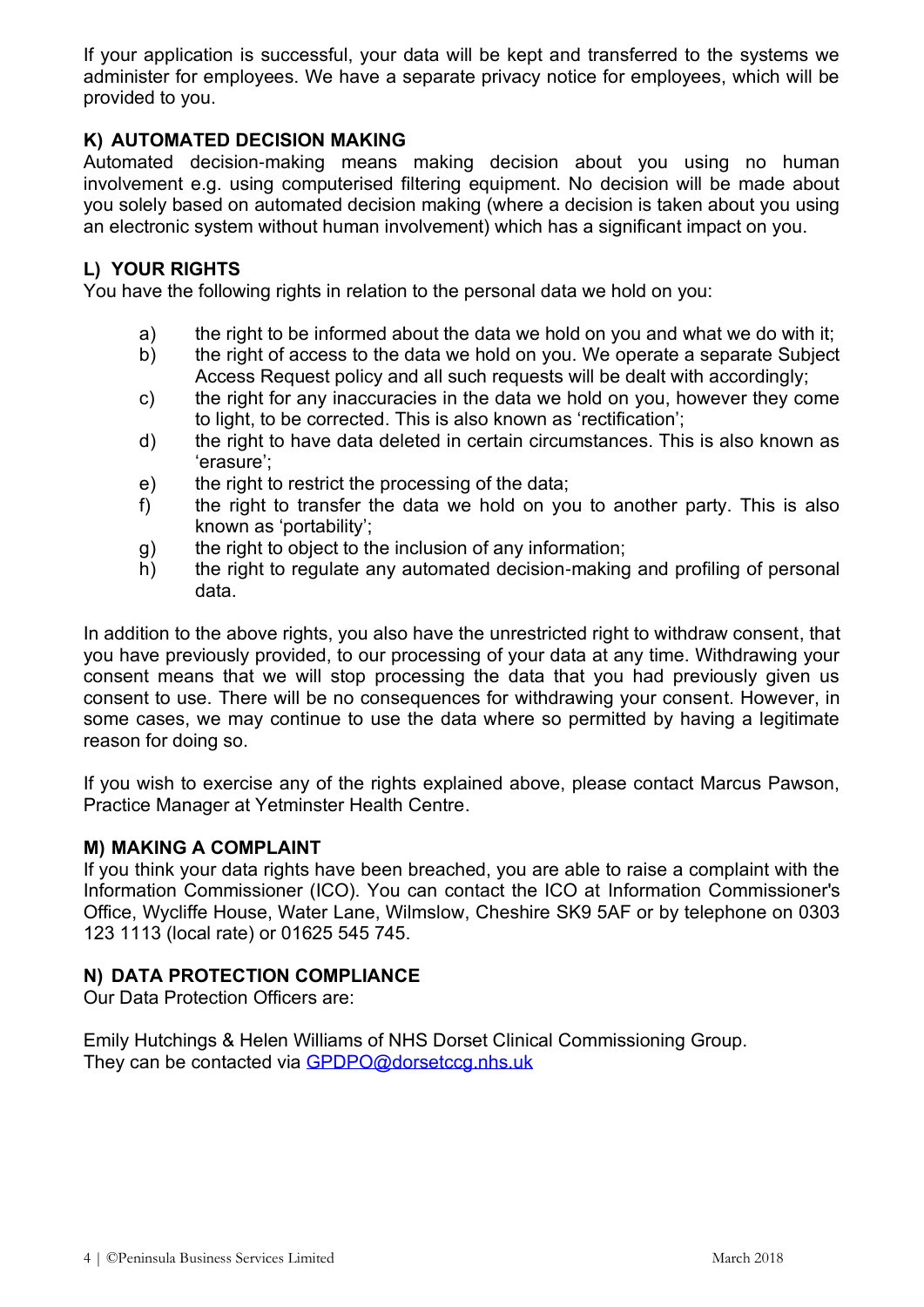If your application is successful, your data will be kept and transferred to the systems we administer for employees. We have a separate privacy notice for employees, which will be provided to you.

## K) AUTOMATED DECISION MAKING

Automated decision-making means making decision about you using no human involvement e.g. using computerised filtering equipment. No decision will be made about you solely based on automated decision making (where a decision is taken about you using an electronic system without human involvement) which has a significant impact on you.

## L) YOUR RIGHTS

You have the following rights in relation to the personal data we hold on you:

a) the right to be informed about the data we hold on you and what we do with it;
b) the right of access to the data we hold on you. We operate a separate Subject Access Request policy and all such requests will be dealt with accordingly;
c) the right for any inaccuracies in the data we hold on you, however they come to light, to be corrected. This is also known as 'rectification';
d) the right to have data deleted in certain circumstances. This is also known as 'erasure';
e) the right to restrict the processing of the data;
f) the right to transfer the data we hold on you to another party. This is also known as 'portability';
g) the right to object to the inclusion of any information;
h) the right to regulate any automated decision-making and profiling of personal data.

In addition to the above rights, you also have the unrestricted right to withdraw consent, that you have previously provided, to our processing of your data at any time. Withdrawing your consent means that we will stop processing the data that you had previously given us consent to use. There will be no consequences for withdrawing your consent. However, in some cases, we may continue to use the data where so permitted by having a legitimate reason for doing so.

If you wish to exercise any of the rights explained above, please contact Marcus Pawson, Practice Manager at Yetminster Health Centre.

## M) MAKING A COMPLAINT

If you think your data rights have been breached, you are able to raise a complaint with the Information Commissioner (ICO). You can contact the ICO at Information Commissioner's Office, Wycliffe House, Water Lane, Wilmslow, Cheshire SK9 5AF or by telephone on 0303 123 1113 (local rate) or 01625 545 745.

## N) DATA PROTECTION COMPLIANCE

Our Data Protection Officers are:

Emily Hutchings & Helen Williams of NHS Dorset Clinical Commissioning Group.
They can be contacted via GPDPO@dorsetccg.nhs.uk